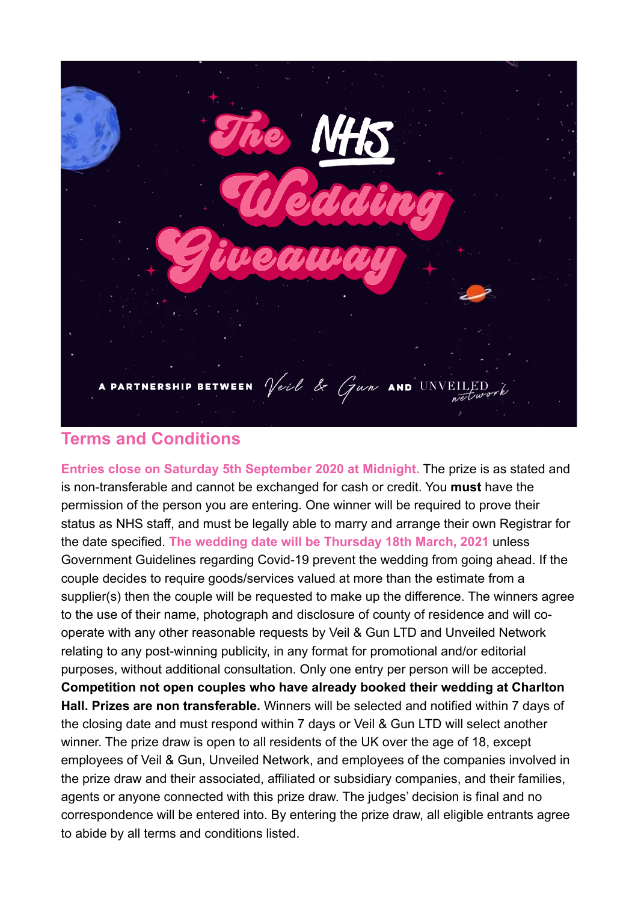# The NHS Wedding Giveaway

A PARTNERSHIP BETWEEN Veil & Gun AND UNVEILED network

## Terms and Conditions

**Entries close on Saturday 5th September 2020 at Midnight.** The prize is as stated and is non-transferable and cannot be exchanged for cash or credit. You **must** have the permission of the person you are entering. One winner will be required to prove their status as NHS staff, and must be legally able to marry and arrange their own Registrar for the date specified. **The wedding date will be Thursday 18th March, 2021** unless Government Guidelines regarding Covid-19 prevent the wedding from going ahead. If the couple decides to require goods/services valued at more than the estimate from a supplier(s) then the couple will be requested to make up the difference. The winners agree to the use of their name, photograph and disclosure of county of residence and will co-operate with any other reasonable requests by Veil & Gun LTD and Unveiled Network relating to any post-winning publicity, in any format for promotional and/or editorial purposes, without additional consultation. Only one entry per person will be accepted. **Competition not open couples who have already booked their wedding at Charlton Hall. Prizes are non transferable.** Winners will be selected and notified within 7 days of the closing date and must respond within 7 days or Veil & Gun LTD will select another winner. The prize draw is open to all residents of the UK over the age of 18, except employees of Veil & Gun, Unveiled Network, and employees of the companies involved in the prize draw and their associated, affiliated or subsidiary companies, and their families, agents or anyone connected with this prize draw. The judges' decision is final and no correspondence will be entered into. By entering the prize draw, all eligible entrants agree to abide by all terms and conditions listed.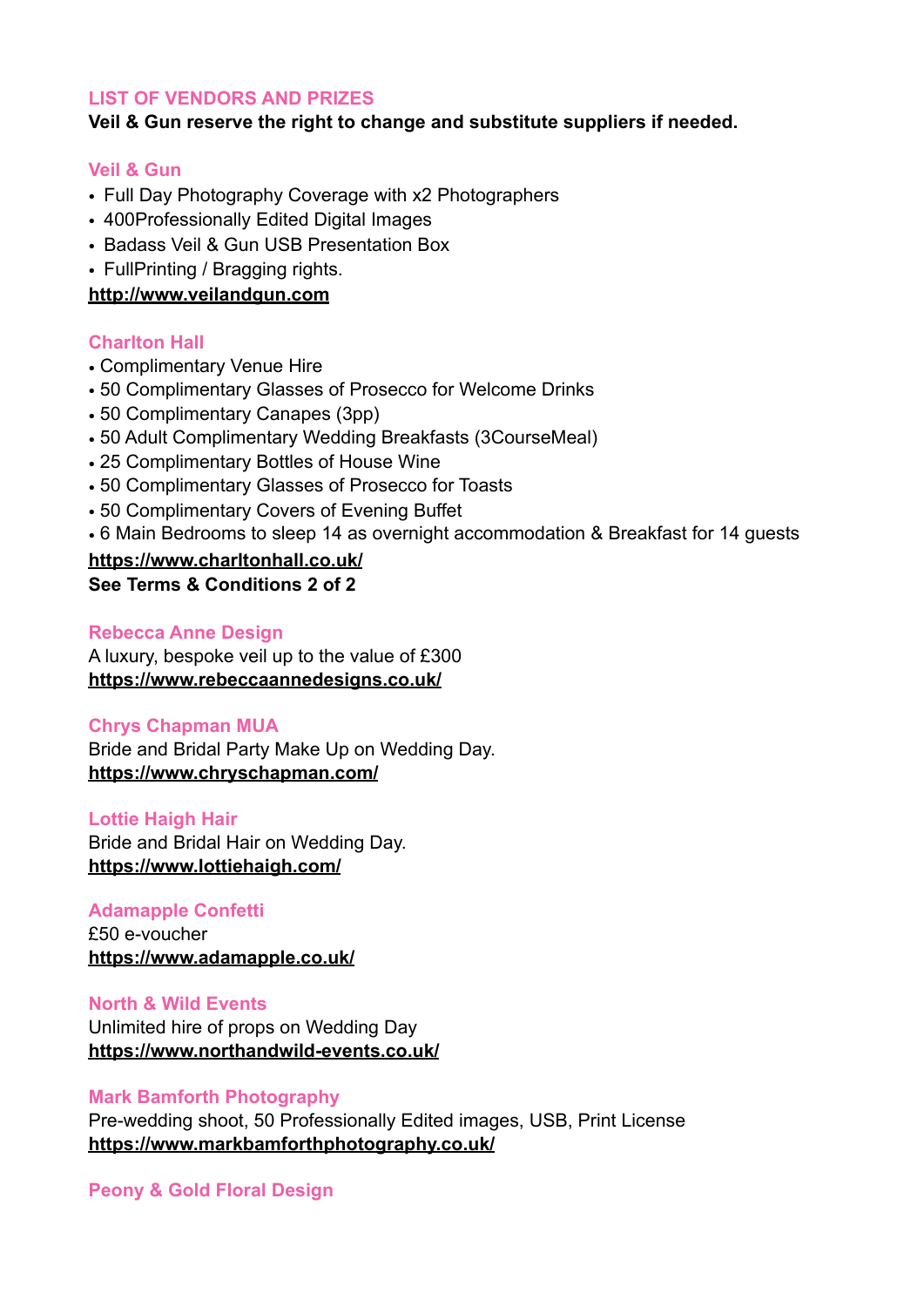## LIST OF VENDORS AND PRIZES

**Veil & Gun reserve the right to change and substitute suppliers if needed.**

### Veil & Gun

- Full Day Photography Coverage with x2 Photographers
- 400Professionally Edited Digital Images
- Badass Veil & Gun USB Presentation Box
- FullPrinting / Bragging rights.

**http://www.veilandgun.com**

### Charlton Hall

- Complimentary Venue Hire
- 50 Complimentary Glasses of Prosecco for Welcome Drinks
- 50 Complimentary Canapes (3pp)
- 50 Adult Complimentary Wedding Breakfasts (3CourseMeal)
- 25 Complimentary Bottles of House Wine
- 50 Complimentary Glasses of Prosecco for Toasts
- 50 Complimentary Covers of Evening Buffet
- 6 Main Bedrooms to sleep 14 as overnight accommodation & Breakfast for 14 guests

**https://www.charltonhall.co.uk/**
**See Terms & Conditions 2 of 2**

### Rebecca Anne Design

A luxury, bespoke veil up to the value of £300
**https://www.rebeccaannedesigns.co.uk/**

### Chrys Chapman MUA

Bride and Bridal Party Make Up on Wedding Day.
**https://www.chryschapman.com/**

### Lottie Haigh Hair

Bride and Bridal Hair on Wedding Day.
**https://www.lottiehaigh.com/**

### Adamapple Confetti

£50 e-voucher
**https://www.adamapple.co.uk/**

### North & Wild Events

Unlimited hire of props on Wedding Day
**https://www.northandwild-events.co.uk/**

### Mark Bamforth Photography

Pre-wedding shoot, 50 Professionally Edited images, USB, Print License
**https://www.markbamforthphotography.co.uk/**

### Peony & Gold Floral Design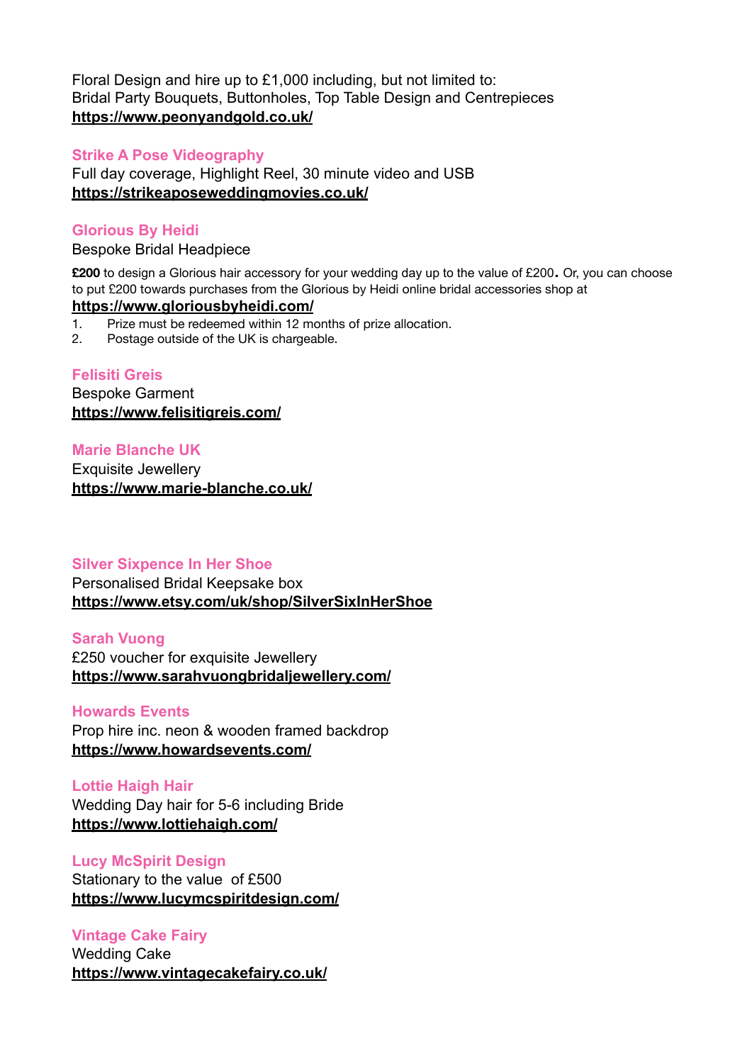Floral Design and hire up to £1,000 including, but not limited to:
Bridal Party Bouquets, Buttonholes, Top Table Design and Centrepieces
**https://www.peonyandgold.co.uk/**

**Strike A Pose Videography**
Full day coverage, Highlight Reel, 30 minute video and USB
**https://strikeaposeweddingmovies.co.uk/**

**Glorious By Heidi**
Bespoke Bridal Headpiece

**£200** to design a Glorious hair accessory for your wedding day up to the value of £200. Or, you can choose to put £200 towards purchases from the Glorious by Heidi online bridal accessories shop at
**https://www.gloriousbyheidi.com/**

1. Prize must be redeemed within 12 months of prize allocation.
2. Postage outside of the UK is chargeable.

**Felisiti Greis**
Bespoke Garment
**https://www.felisitigreis.com/**

**Marie Blanche UK**
Exquisite Jewellery
**https://www.marie-blanche.co.uk/**

**Silver Sixpence In Her Shoe**
Personalised Bridal Keepsake box
**https://www.etsy.com/uk/shop/SilverSixInHerShoe**

**Sarah Vuong**
£250 voucher for exquisite Jewellery
**https://www.sarahvuongbridaljewellery.com/**

**Howards Events**
Prop hire inc. neon & wooden framed backdrop
**https://www.howardsevents.com/**

**Lottie Haigh Hair**
Wedding Day hair for 5-6 including Bride
**https://www.lottiehaigh.com/**

**Lucy McSpirit Design**
Stationary to the value of £500
**https://www.lucymcspiritdesign.com/**

**Vintage Cake Fairy**
Wedding Cake
**https://www.vintagecakefairy.co.uk/**